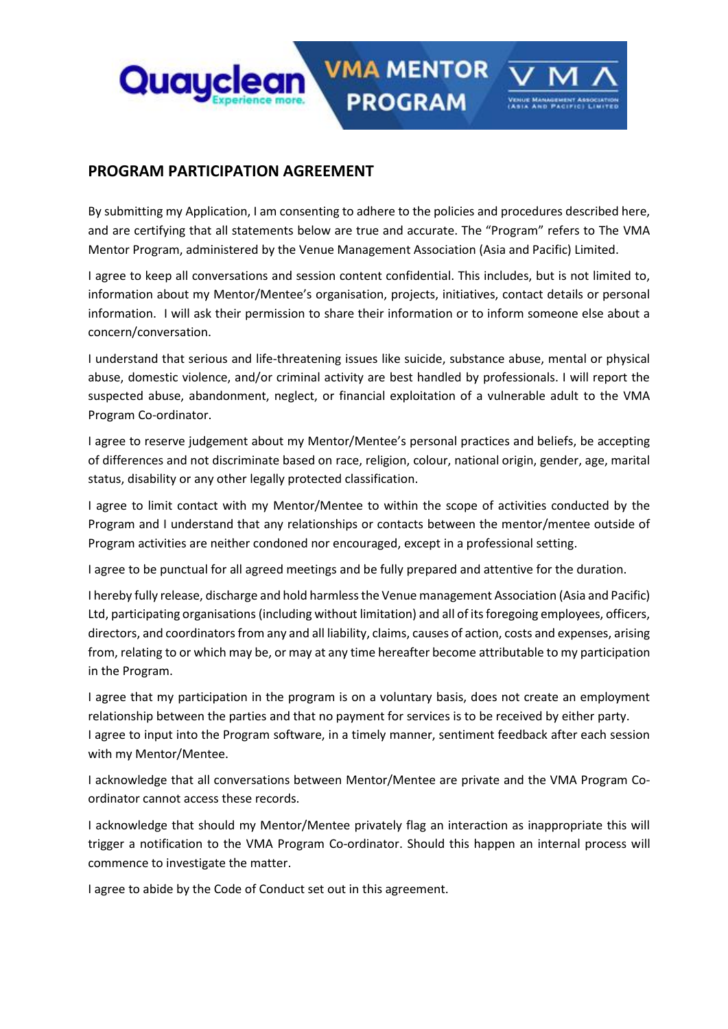## PROGRAM PARTICIPATION AGREEMENT

By submitting my Application, I am consenting to adhere to the policies and procedures described here, and are certifying that all statements below are true and accurate. The "Program" refers to The VMA Mentor Program, administered by the Venue Management Association (Asia and Pacific) Limited.

I agree to keep all conversations and session content confidential. This includes, but is not limited to, information about my Mentor/Mentee's organisation, projects, initiatives, contact details or personal information. I will ask their permission to share their information or to inform someone else about a concern/conversation.

I understand that serious and life-threatening issues like suicide, substance abuse, mental or physical abuse, domestic violence, and/or criminal activity are best handled by professionals. I will report the suspected abuse, abandonment, neglect, or financial exploitation of a vulnerable adult to the VMA Program Co-ordinator.

I agree to reserve judgement about my Mentor/Mentee's personal practices and beliefs, be accepting of differences and not discriminate based on race, religion, colour, national origin, gender, age, marital status, disability or any other legally protected classification.

I agree to limit contact with my Mentor/Mentee to within the scope of activities conducted by the Program and I understand that any relationships or contacts between the mentor/mentee outside of Program activities are neither condoned nor encouraged, except in a professional setting.

I agree to be punctual for all agreed meetings and be fully prepared and attentive for the duration.

I hereby fully release, discharge and hold harmless the Venue management Association (Asia and Pacific) Ltd, participating organisations (including without limitation) and all of its foregoing employees, officers, directors, and coordinators from any and all liability, claims, causes of action, costs and expenses, arising from, relating to or which may be, or may at any time hereafter become attributable to my participation in the Program.

I agree that my participation in the program is on a voluntary basis, does not create an employment relationship between the parties and that no payment for services is to be received by either party.
I agree to input into the Program software, in a timely manner, sentiment feedback after each session with my Mentor/Mentee.

I acknowledge that all conversations between Mentor/Mentee are private and the VMA Program Co-ordinator cannot access these records.

I acknowledge that should my Mentor/Mentee privately flag an interaction as inappropriate this will trigger a notification to the VMA Program Co-ordinator. Should this happen an internal process will commence to investigate the matter.

I agree to abide by the Code of Conduct set out in this agreement.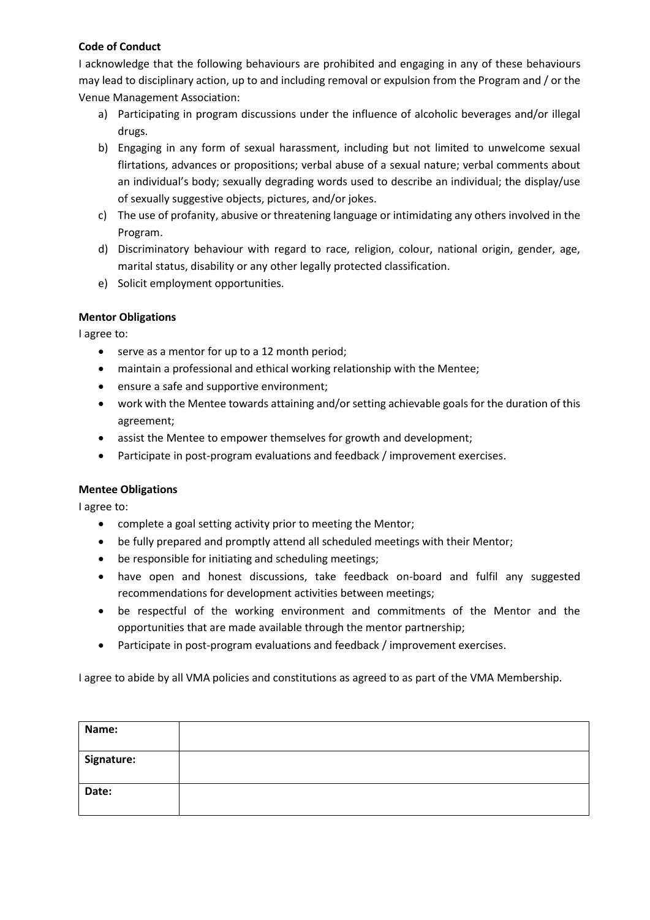**Code of Conduct**

I acknowledge that the following behaviours are prohibited and engaging in any of these behaviours may lead to disciplinary action, up to and including removal or expulsion from the Program and / or the Venue Management Association:

a) Participating in program discussions under the influence of alcoholic beverages and/or illegal drugs.
b) Engaging in any form of sexual harassment, including but not limited to unwelcome sexual flirtations, advances or propositions; verbal abuse of a sexual nature; verbal comments about an individual's body; sexually degrading words used to describe an individual; the display/use of sexually suggestive objects, pictures, and/or jokes.
c) The use of profanity, abusive or threatening language or intimidating any others involved in the Program.
d) Discriminatory behaviour with regard to race, religion, colour, national origin, gender, age, marital status, disability or any other legally protected classification.
e) Solicit employment opportunities.

**Mentor Obligations**

I agree to:

- serve as a mentor for up to a 12 month period;
- maintain a professional and ethical working relationship with the Mentee;
- ensure a safe and supportive environment;
- work with the Mentee towards attaining and/or setting achievable goals for the duration of this agreement;
- assist the Mentee to empower themselves for growth and development;
- Participate in post-program evaluations and feedback / improvement exercises.

**Mentee Obligations**

I agree to:

- complete a goal setting activity prior to meeting the Mentor;
- be fully prepared and promptly attend all scheduled meetings with their Mentor;
- be responsible for initiating and scheduling meetings;
- have open and honest discussions, take feedback on-board and fulfil any suggested recommendations for development activities between meetings;
- be respectful of the working environment and commitments of the Mentor and the opportunities that are made available through the mentor partnership;
- Participate in post-program evaluations and feedback / improvement exercises.

I agree to abide by all VMA policies and constitutions as agreed to as part of the VMA Membership.

| | |
|---|---|
| **Name:** | |
| **Signature:** | |
| **Date:** | |